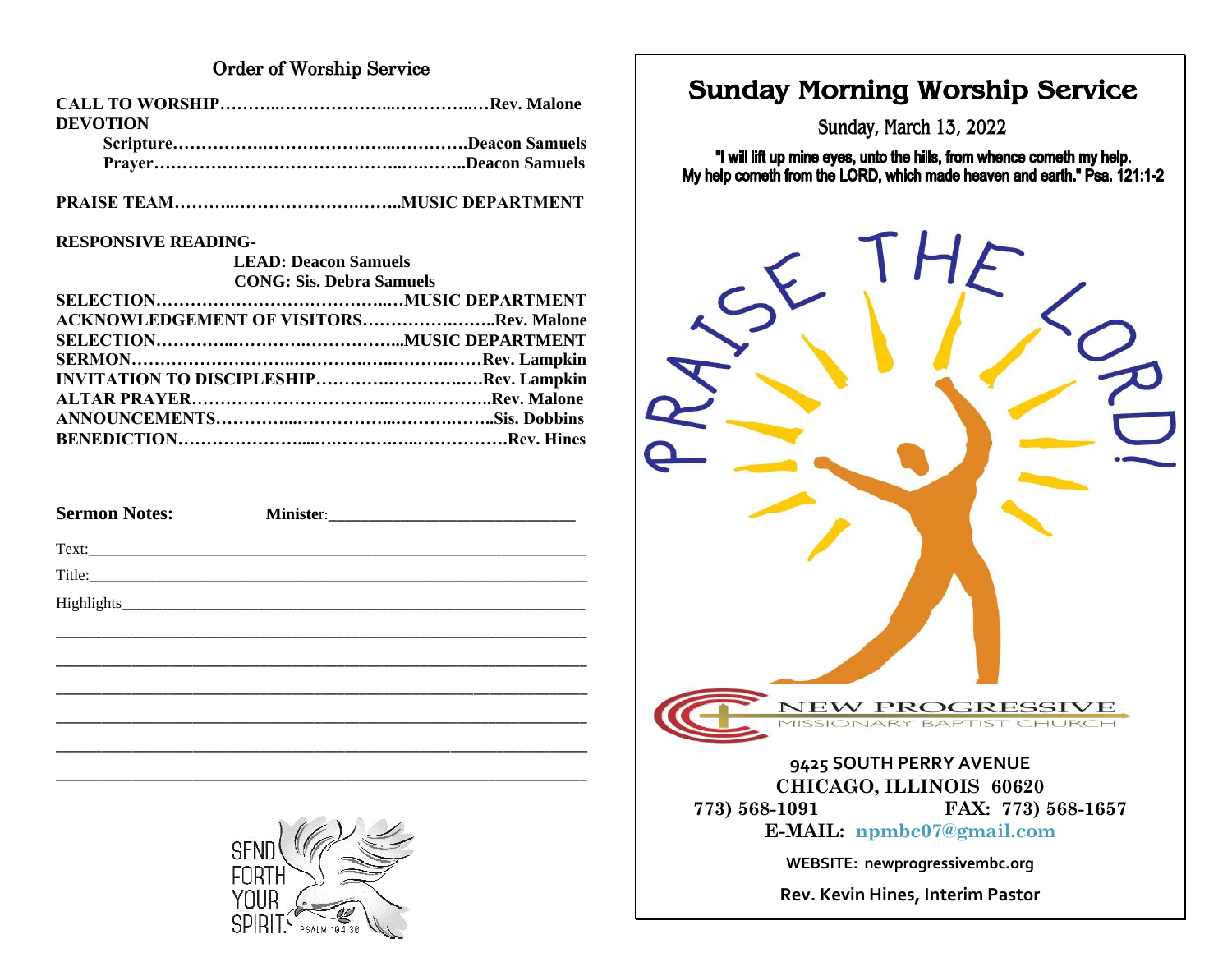## Order of Worship Service

**CALL TO WORSHIP……….………………...…………..…Rev. Malone**
**DEVOTION**
**Scripture…………….…………………...………….Deacon Samuels**
**Prayer…………………………………..…..……..Deacon Samuels**

**PRAISE TEAM………..……………………..……..MUSIC DEPARTMENT**

**RESPONSIVE READING-**
**LEAD: Deacon Samuels**
**CONG: Sis. Debra Samuels**
**SELECTION……………………………………..…MUSIC DEPARTMENT**
**ACKNOWLEDGEMENT OF VISITORS……………..……..Rev. Malone**
**SELECTION…………...…………..…………….....MUSIC DEPARTMENT**
**SERMON………………………...…………..…..……….……Rev. Lampkin**
**INVITATION TO DISCIPLESHIP…………..……………..…Rev. Lampkin**
**ALTAR PRAYER…………………………….……...………..Rev. Malone**
**ANNOUNCEMENTS…………...……………...…………..……..Sis. Dobbins**
**BENEDICTION…………………......…..…………..…………….Rev. Hines**

**Sermon Notes:** **Minister:**_____________________________

Text:_______________________________________________________________

Title:_______________________________________________________________

Highlights___________________________________________________________

_____________________________________________________________________

_____________________________________________________________________

_____________________________________________________________________

_____________________________________________________________________

_____________________________________________________________________

_____________________________________________________________________

SEND FORTH YOUR SPIRIT PSALM 104:30

# Sunday Morning Worship Service

Sunday, March 13, 2022

**"I will lift up mine eyes, unto the hills, from whence cometh my help. My help cometh from the LORD, which made heaven and earth." Psa. 121:1-2**

PRAISE THE LORD!

NEW PROGRESSIVE
MISSIONARY BAPTIST CHURCH

**9425 SOUTH PERRY AVENUE**
**CHICAGO, ILLINOIS 60620**
**773) 568-1091 FAX: 773) 568-1657**
**E-MAIL: npmbc07@gmail.com**

**WEBSITE: newprogressivembc.org**

**Rev. Kevin Hines, Interim Pastor**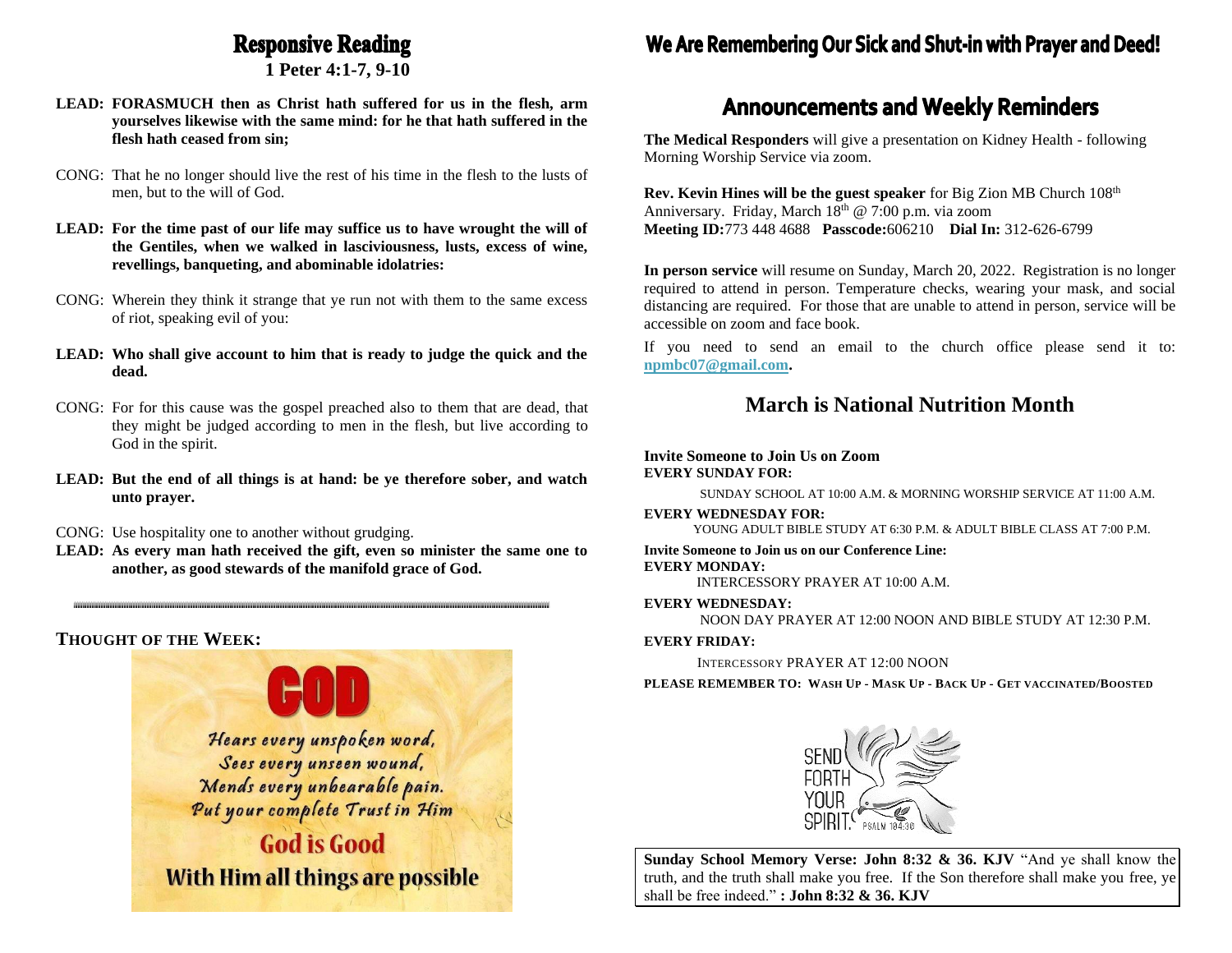# Responsive Reading

**1 Peter 4:1-7, 9-10**

**LEAD: FORASMUCH then as Christ hath suffered for us in the flesh, arm yourselves likewise with the same mind: for he that hath suffered in the flesh hath ceased from sin;**

CONG: That he no longer should live the rest of his time in the flesh to the lusts of men, but to the will of God.

**LEAD: For the time past of our life may suffice us to have wrought the will of the Gentiles, when we walked in lasciviousness, lusts, excess of wine, revellings, banqueting, and abominable idolatries:**

CONG: Wherein they think it strange that ye run not with them to the same excess of riot, speaking evil of you:

**LEAD: Who shall give account to him that is ready to judge the quick and the dead.**

CONG: For for this cause was the gospel preached also to them that are dead, that they might be judged according to men in the flesh, but live according to God in the spirit.

**LEAD: But the end of all things is at hand: be ye therefore sober, and watch unto prayer.**

CONG: Use hospitality one to another without grudging.

**LEAD: As every man hath received the gift, even so minister the same one to another, as good stewards of the manifold grace of God.**

**THOUGHT OF THE WEEK:**

GOD

*Hears every unspoken word,*
*Sees every unseen wound,*
*Mends every unbearable pain.*
*Put your complete Trust in Him*

**God is Good**

**With Him all things are possible**

# We Are Remembering Our Sick and Shut-in with Prayer and Deed!

## Announcements and Weekly Reminders

**The Medical Responders** will give a presentation on Kidney Health - following Morning Worship Service via zoom.

**Rev. Kevin Hines will be the guest speaker** for Big Zion MB Church 108th Anniversary. Friday, March 18th @ 7:00 p.m. via zoom
**Meeting ID:**773 448 4688 **Passcode:**606210 **Dial In:** 312-626-6799

**In person service** will resume on Sunday, March 20, 2022. Registration is no longer required to attend in person. Temperature checks, wearing your mask, and social distancing are required. For those that are unable to attend in person, service will be accessible on zoom and face book.

If you need to send an email to the church office please send it to: **npmbc07@gmail.com.**

## March is National Nutrition Month

**Invite Someone to Join Us on Zoom**
**EVERY SUNDAY FOR:**

SUNDAY SCHOOL AT 10:00 A.M. & MORNING WORSHIP SERVICE AT 11:00 A.M.

**EVERY WEDNESDAY FOR:**

YOUNG ADULT BIBLE STUDY AT 6:30 P.M. & ADULT BIBLE CLASS AT 7:00 P.M.

**Invite Someone to Join us on our Conference Line:**
**EVERY MONDAY:**

INTERCESSORY PRAYER AT 10:00 A.M.

**EVERY WEDNESDAY:**

NOON DAY PRAYER AT 12:00 NOON AND BIBLE STUDY AT 12:30 P.M.

**EVERY FRIDAY:**

INTERCESSORY PRAYER AT 12:00 NOON

**PLEASE REMEMBER TO: WASH UP - MASK UP - BACK UP - GET VACCINATED/BOOSTED**

SEND FORTH YOUR SPIRIT. PSALM 104:30

**Sunday School Memory Verse: John 8:32 & 36. KJV** "And ye shall know the truth, and the truth shall make you free. If the Son therefore shall make you free, ye shall be free indeed." **: John 8:32 & 36. KJV**